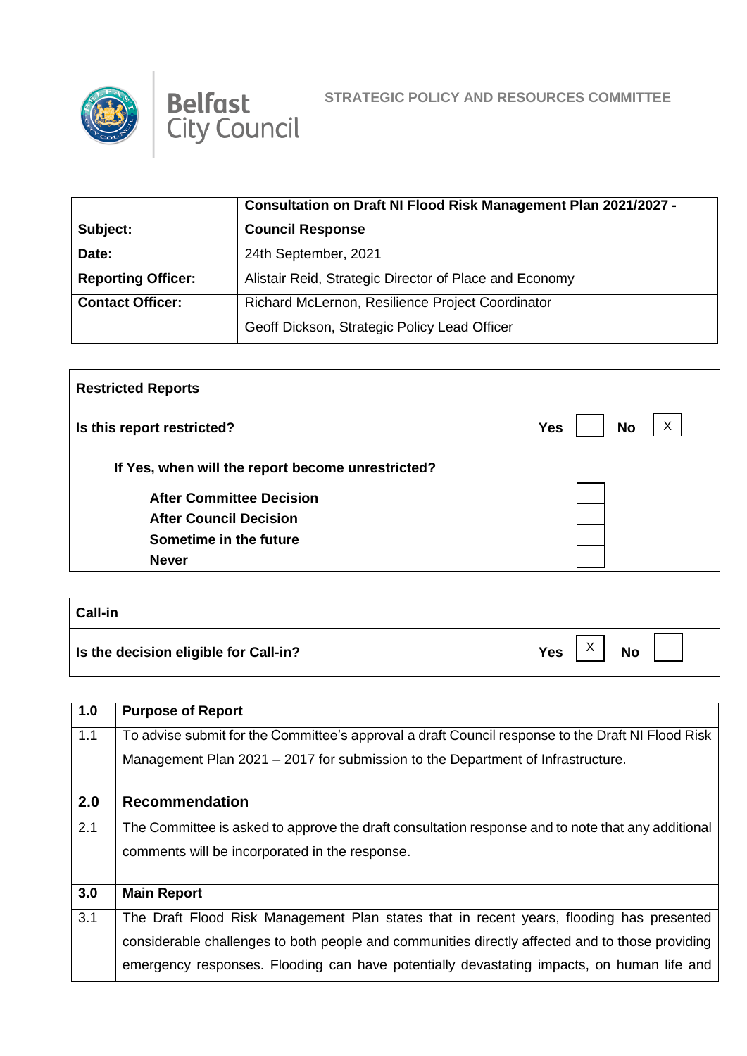Belfast City Council

STRATEGIC POLICY AND RESOURCES COMMITTEE

| | |
|---|---|
| **Subject:** | **Consultation on Draft NI Flood Risk Management Plan 2021/2027 - Council Response** |
| **Date:** | 24th September, 2021 |
| **Reporting Officer:** | Alistair Reid, Strategic Director of Place and Economy |
| **Contact Officer:** | Richard McLernon, Resilience Project Coordinator<br>Geoff Dickson, Strategic Policy Lead Officer |

| **Restricted Reports** | | | | |
|---|---|---|---|---|
| **Is this report restricted?** | **Yes** | | **No** | X |
| **If Yes, when will the report become unrestricted?** | | | | |
| **After Committee Decision** | | | | |
| **After Council Decision** | | | | |
| **Sometime in the future** | | | | |
| **Never** | | | | |

| **Call-in** | | | | |
|---|---|---|---|---|
| **Is the decision eligible for Call-in?** | **Yes** | X | **No** | |

| | |
|---|---|
| **1.0** | **Purpose of Report** |
| 1.1 | To advise submit for the Committee's approval a draft Council response to the Draft NI Flood Risk Management Plan 2021 – 2017 for submission to the Department of Infrastructure. |
| **2.0** | **Recommendation** |
| 2.1 | The Committee is asked to approve the draft consultation response and to note that any additional comments will be incorporated in the response. |
| **3.0** | **Main Report** |
| 3.1 | The Draft Flood Risk Management Plan states that in recent years, flooding has presented considerable challenges to both people and communities directly affected and to those providing emergency responses. Flooding can have potentially devastating impacts, on human life and |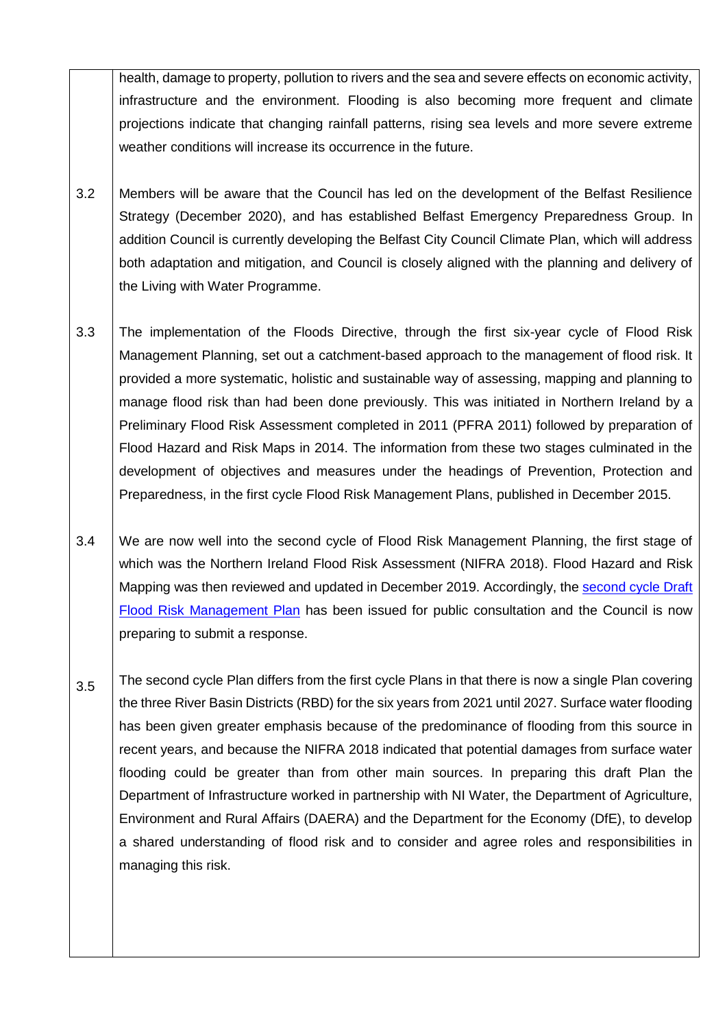health, damage to property, pollution to rivers and the sea and severe effects on economic activity, infrastructure and the environment. Flooding is also becoming more frequent and climate projections indicate that changing rainfall patterns, rising sea levels and more severe extreme weather conditions will increase its occurrence in the future.

3.2 Members will be aware that the Council has led on the development of the Belfast Resilience Strategy (December 2020), and has established Belfast Emergency Preparedness Group. In addition Council is currently developing the Belfast City Council Climate Plan, which will address both adaptation and mitigation, and Council is closely aligned with the planning and delivery of the Living with Water Programme.

3.3 The implementation of the Floods Directive, through the first six-year cycle of Flood Risk Management Planning, set out a catchment-based approach to the management of flood risk. It provided a more systematic, holistic and sustainable way of assessing, mapping and planning to manage flood risk than had been done previously. This was initiated in Northern Ireland by a Preliminary Flood Risk Assessment completed in 2011 (PFRA 2011) followed by preparation of Flood Hazard and Risk Maps in 2014. The information from these two stages culminated in the development of objectives and measures under the headings of Prevention, Protection and Preparedness, in the first cycle Flood Risk Management Plans, published in December 2015.

3.4 We are now well into the second cycle of Flood Risk Management Planning, the first stage of which was the Northern Ireland Flood Risk Assessment (NIFRA 2018). Flood Hazard and Risk Mapping was then reviewed and updated in December 2019. Accordingly, the second cycle Draft Flood Risk Management Plan has been issued for public consultation and the Council is now preparing to submit a response.

3.5 The second cycle Plan differs from the first cycle Plans in that there is now a single Plan covering the three River Basin Districts (RBD) for the six years from 2021 until 2027. Surface water flooding has been given greater emphasis because of the predominance of flooding from this source in recent years, and because the NIFRA 2018 indicated that potential damages from surface water flooding could be greater than from other main sources. In preparing this draft Plan the Department of Infrastructure worked in partnership with NI Water, the Department of Agriculture, Environment and Rural Affairs (DAERA) and the Department for the Economy (DfE), to develop a shared understanding of flood risk and to consider and agree roles and responsibilities in managing this risk.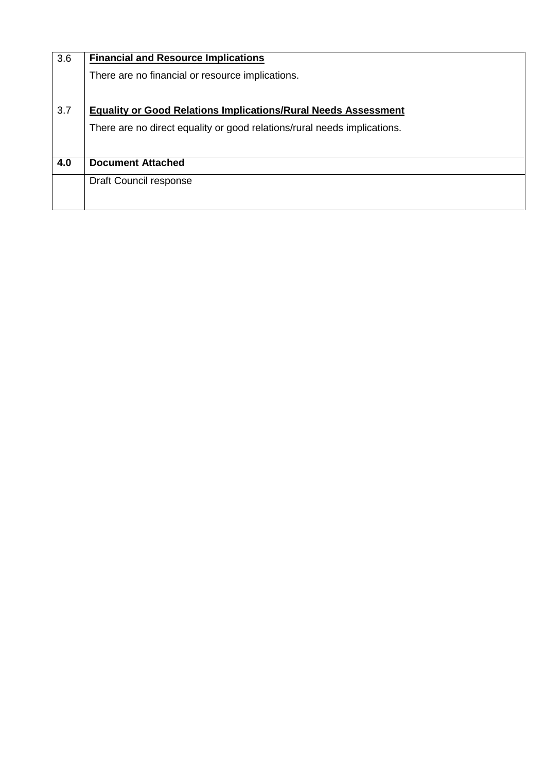| | |
|---|---|
| 3.6 | **Financial and Resource Implications**<br>There are no financial or resource implications. |
| 3.7 | **Equality or Good Relations Implications/Rural Needs Assessment**<br>There are no direct equality or good relations/rural needs implications. |
| **4.0** | **Document Attached** |
| | Draft Council response |